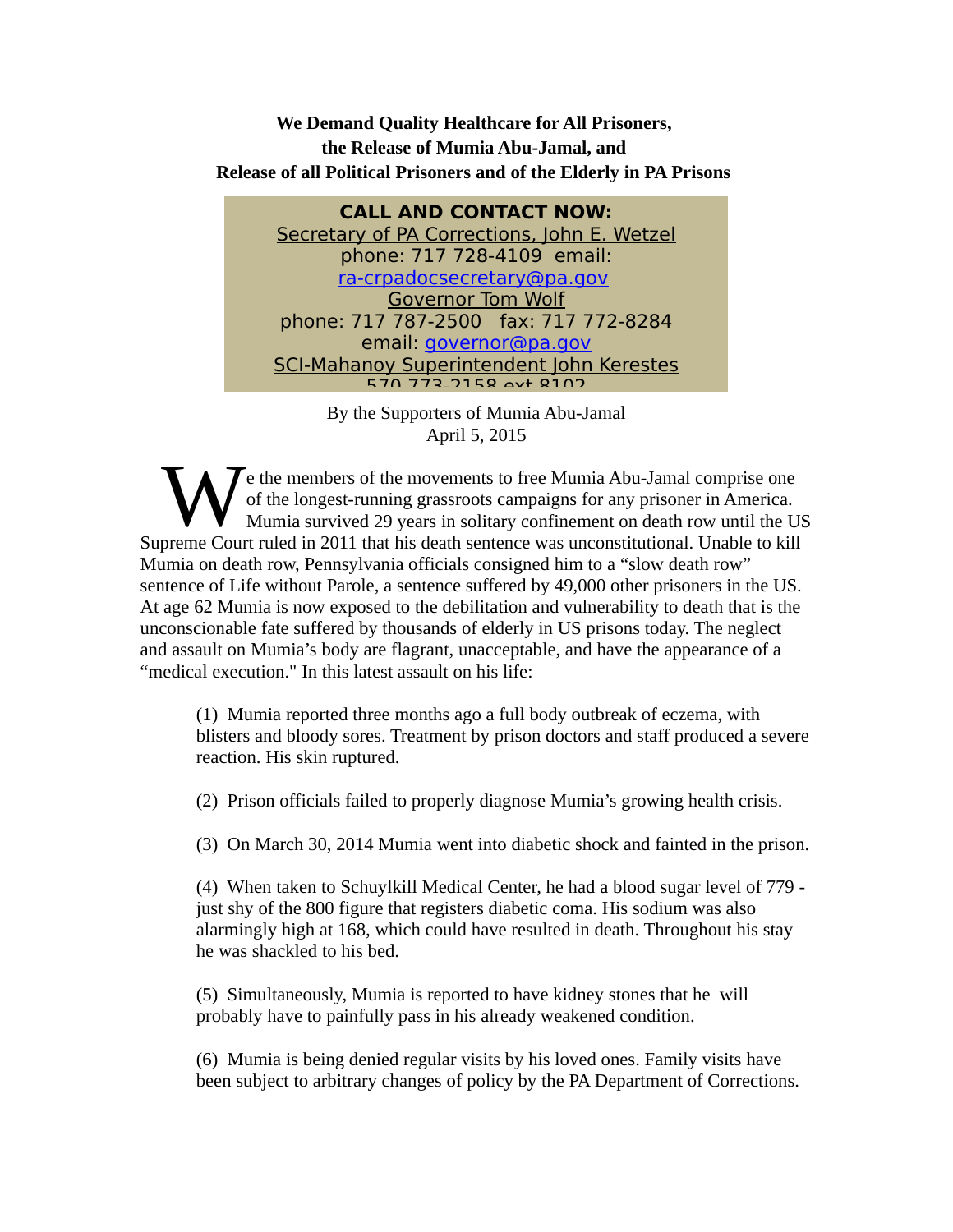**We Demand Quality Healthcare for All Prisoners,**
**the Release of Mumia Abu-Jamal, and**
**Release of all Political Prisoners and of the Elderly in PA Prisons**

**CALL AND CONTACT NOW:**
Secretary of PA Corrections, John E. Wetzel
phone: 717 728-4109 email:
ra-crpadocsecretary@pa.gov
Governor Tom Wolf
phone: 717 787-2500 fax: 717 772-8284
email: governor@pa.gov
SCI-Mahanoy Superintendent John Kerestes
570 773 2158 ext 8102

By the Supporters of Mumia Abu-Jamal
April 5, 2015

We the members of the movements to free Mumia Abu-Jamal comprise one of the longest-running grassroots campaigns for any prisoner in America. Mumia survived 29 years in solitary confinement on death row until the US Supreme Court ruled in 2011 that his death sentence was unconstitutional. Unable to kill Mumia on death row, Pennsylvania officials consigned him to a "slow death row" sentence of Life without Parole, a sentence suffered by 49,000 other prisoners in the US. At age 62 Mumia is now exposed to the debilitation and vulnerability to death that is the unconscionable fate suffered by thousands of elderly in US prisons today. The neglect and assault on Mumia's body are flagrant, unacceptable, and have the appearance of a "medical execution." In this latest assault on his life:

(1) Mumia reported three months ago a full body outbreak of eczema, with blisters and bloody sores. Treatment by prison doctors and staff produced a severe reaction. His skin ruptured.

(2) Prison officials failed to properly diagnose Mumia's growing health crisis.

(3) On March 30, 2014 Mumia went into diabetic shock and fainted in the prison.

(4) When taken to Schuylkill Medical Center, he had a blood sugar level of 779 - just shy of the 800 figure that registers diabetic coma. His sodium was also alarmingly high at 168, which could have resulted in death. Throughout his stay he was shackled to his bed.

(5) Simultaneously, Mumia is reported to have kidney stones that he will probably have to painfully pass in his already weakened condition.

(6) Mumia is being denied regular visits by his loved ones. Family visits have been subject to arbitrary changes of policy by the PA Department of Corrections.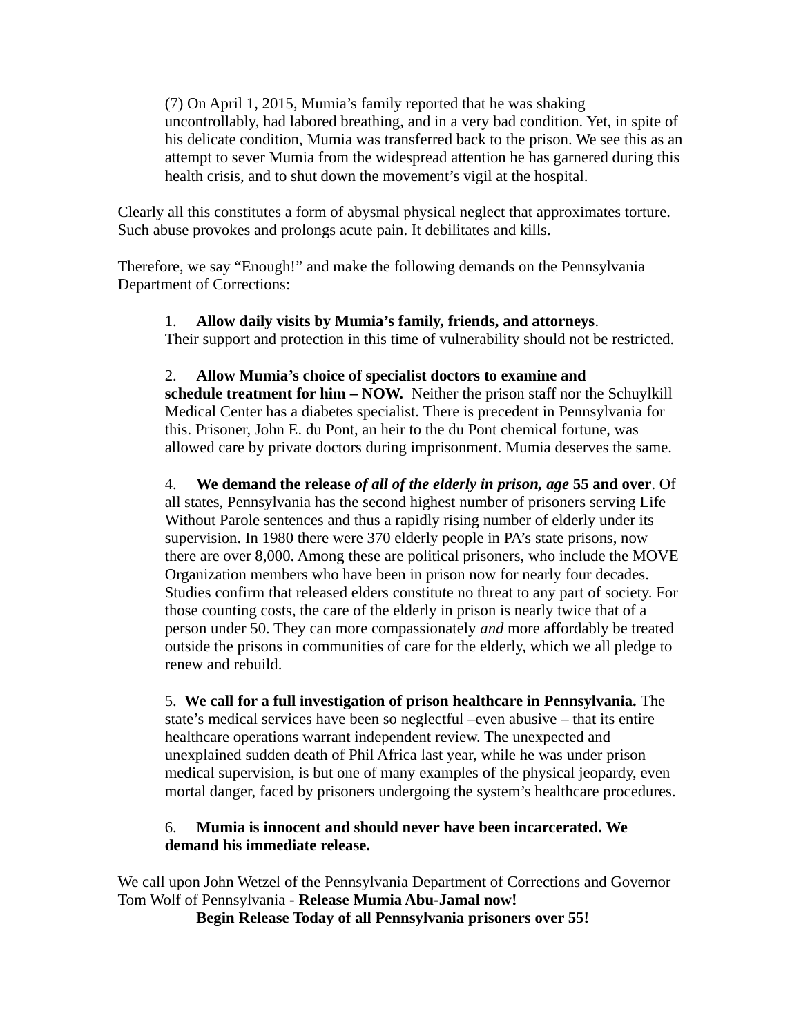(7) On April 1, 2015, Mumia's family reported that he was shaking uncontrollably, had labored breathing, and in a very bad condition. Yet, in spite of his delicate condition, Mumia was transferred back to the prison. We see this as an attempt to sever Mumia from the widespread attention he has garnered during this health crisis, and to shut down the movement's vigil at the hospital.

Clearly all this constitutes a form of abysmal physical neglect that approximates torture. Such abuse provokes and prolongs acute pain. It debilitates and kills.

Therefore, we say "Enough!" and make the following demands on the Pennsylvania Department of Corrections:

1. **Allow daily visits by Mumia's family, friends, and attorneys**. Their support and protection in this time of vulnerability should not be restricted.

2. **Allow Mumia's choice of specialist doctors to examine and schedule treatment for him – NOW.** Neither the prison staff nor the Schuylkill Medical Center has a diabetes specialist. There is precedent in Pennsylvania for this. Prisoner, John E. du Pont, an heir to the du Pont chemical fortune, was allowed care by private doctors during imprisonment. Mumia deserves the same.

4. **We demand the release *of all of the elderly in prison, age* 55 and over**. Of all states, Pennsylvania has the second highest number of prisoners serving Life Without Parole sentences and thus a rapidly rising number of elderly under its supervision. In 1980 there were 370 elderly people in PA's state prisons, now there are over 8,000. Among these are political prisoners, who include the MOVE Organization members who have been in prison now for nearly four decades. Studies confirm that released elders constitute no threat to any part of society. For those counting costs, the care of the elderly in prison is nearly twice that of a person under 50. They can more compassionately *and* more affordably be treated outside the prisons in communities of care for the elderly, which we all pledge to renew and rebuild.

5. **We call for a full investigation of prison healthcare in Pennsylvania.** The state's medical services have been so neglectful –even abusive – that its entire healthcare operations warrant independent review. The unexpected and unexplained sudden death of Phil Africa last year, while he was under prison medical supervision, is but one of many examples of the physical jeopardy, even mortal danger, faced by prisoners undergoing the system's healthcare procedures.

6. **Mumia is innocent and should never have been incarcerated. We demand his immediate release.**

We call upon John Wetzel of the Pennsylvania Department of Corrections and Governor Tom Wolf of Pennsylvania - **Release Mumia Abu-Jamal now!**

**Begin Release Today of all Pennsylvania prisoners over 55!**